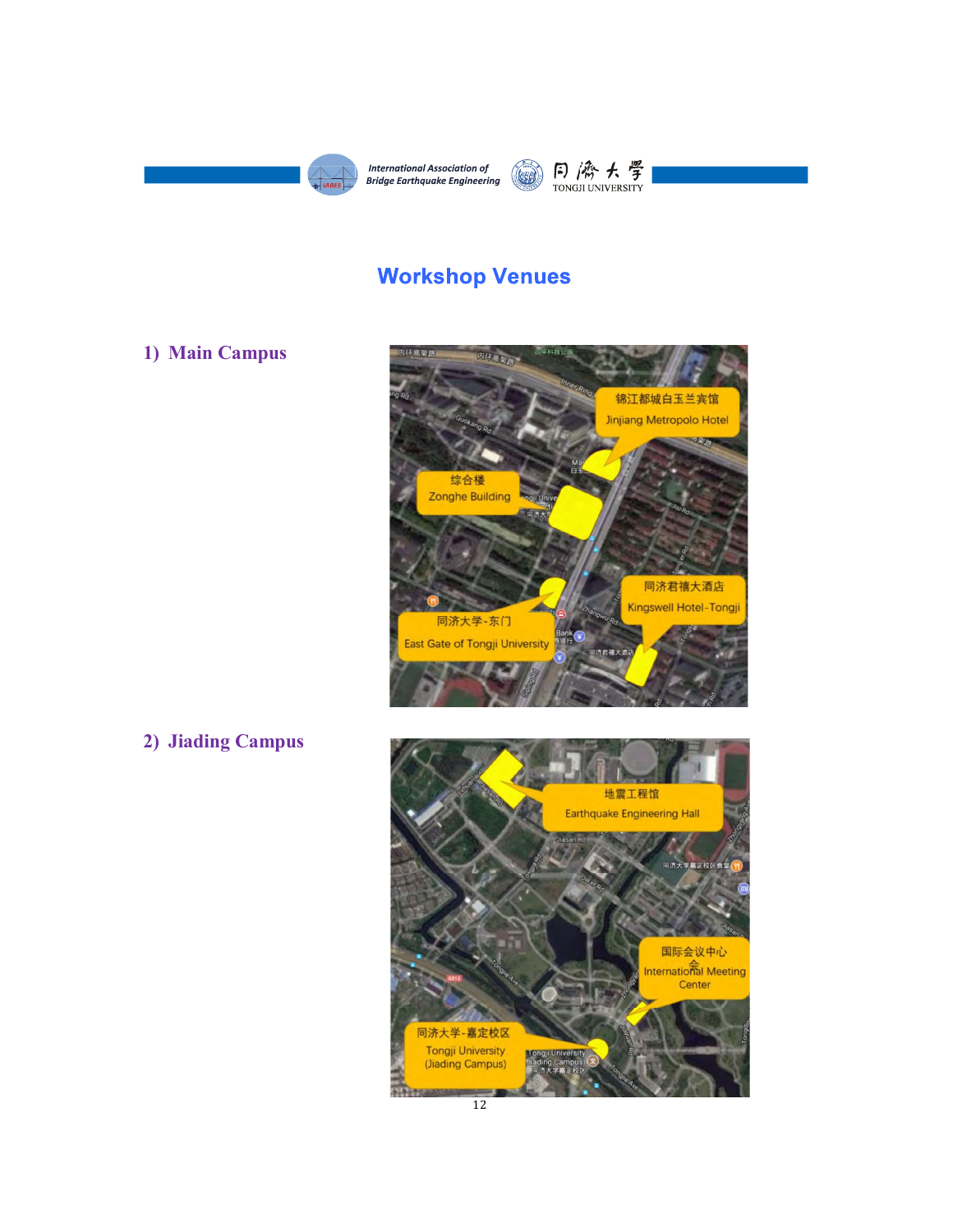# Workshop Venues

## 1) Main Campus

锦江都城白玉兰宾馆
Jinjiang Metropolo Hotel

综合楼
Zonghe Building

同济大学-东门
East Gate of Tongji University

同济君禧大酒店
Kingswell Hotel-Tongji

## 2) Jiading Campus

地震工程馆
Earthquake Engineering Hall

国际会议中心
International Meeting Center

同济大学-嘉定校区
Tongji University (Jiading Campus)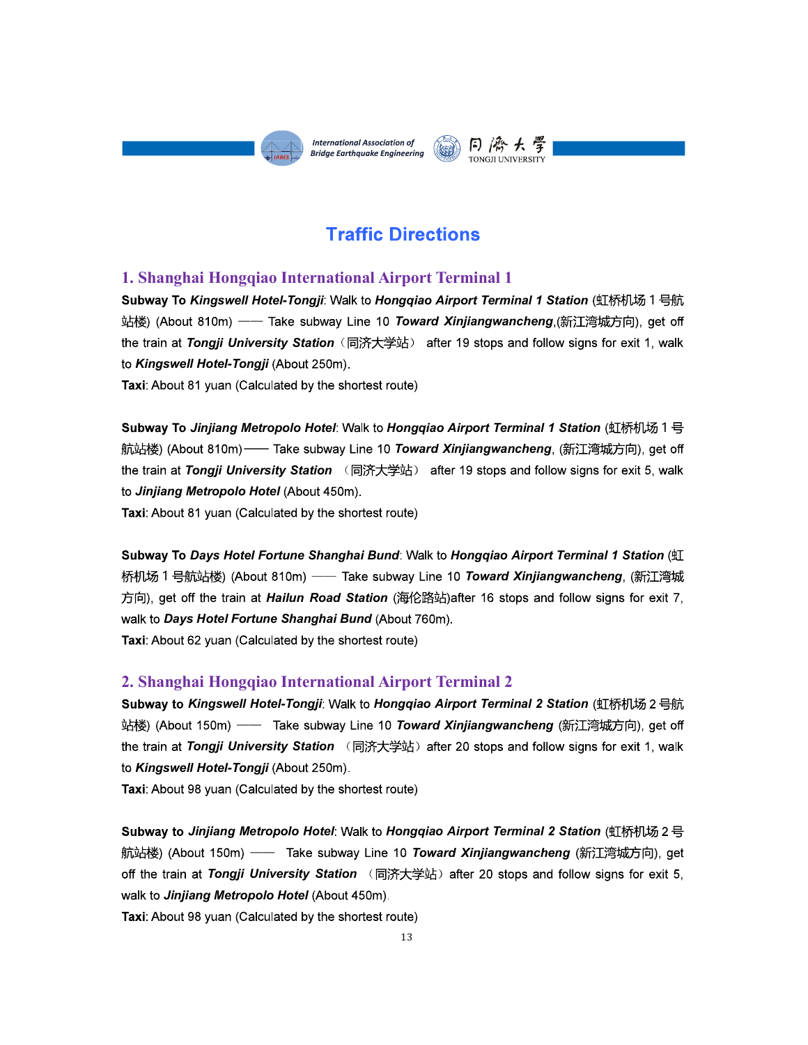# Traffic Directions

## 1. Shanghai Hongqiao International Airport Terminal 1

**Subway To *Kingswell Hotel-Tongji***: Walk to ***Hongqiao Airport Terminal 1 Station*** (虹桥机场 1 号航站楼) (About 810m) —— Take subway Line 10 ***Toward Xinjiangwancheng***,(新江湾城方向), get off the train at ***Tongji University Station***（同济大学站） after 19 stops and follow signs for exit 1, walk to ***Kingswell Hotel-Tongji*** (About 250m).

**Taxi**: About 81 yuan (Calculated by the shortest route)

**Subway To *Jinjiang Metropolo Hotel***: Walk to ***Hongqiao Airport Terminal 1 Station*** (虹桥机场 1 号航站楼) (About 810m)—— Take subway Line 10 ***Toward Xinjiangwancheng***, (新江湾城方向), get off the train at ***Tongji University Station*** （同济大学站） after 19 stops and follow signs for exit 5, walk to ***Jinjiang Metropolo Hotel*** (About 450m).

**Taxi**: About 81 yuan (Calculated by the shortest route)

**Subway To *Days Hotel Fortune Shanghai Bund***: Walk to ***Hongqiao Airport Terminal 1 Station*** (虹桥机场 1 号航站楼) (About 810m) —— Take subway Line 10 ***Toward Xinjiangwancheng***, (新江湾城方向), get off the train at ***Hailun Road Station*** (海伦路站)after 16 stops and follow signs for exit 7, walk to ***Days Hotel Fortune Shanghai Bund*** (About 760m).

**Taxi**: About 62 yuan (Calculated by the shortest route)

## 2. Shanghai Hongqiao International Airport Terminal 2

**Subway to *Kingswell Hotel-Tongji***: Walk to ***Hongqiao Airport Terminal 2 Station*** (虹桥机场 2 号航站楼) (About 150m) —— Take subway Line 10 ***Toward Xinjiangwancheng*** (新江湾城方向), get off the train at ***Tongji University Station*** （同济大学站）after 20 stops and follow signs for exit 1, walk to ***Kingswell Hotel-Tongji*** (About 250m).

**Taxi**: About 98 yuan (Calculated by the shortest route)

**Subway to *Jinjiang Metropolo Hotel***: Walk to ***Hongqiao Airport Terminal 2 Station*** (虹桥机场 2 号航站楼) (About 150m) —— Take subway Line 10 ***Toward Xinjiangwancheng*** (新江湾城方向), get off the train at ***Tongji University Station*** （同济大学站）after 20 stops and follow signs for exit 5, walk to ***Jinjiang Metropolo Hotel*** (About 450m).

**Taxi**: About 98 yuan (Calculated by the shortest route)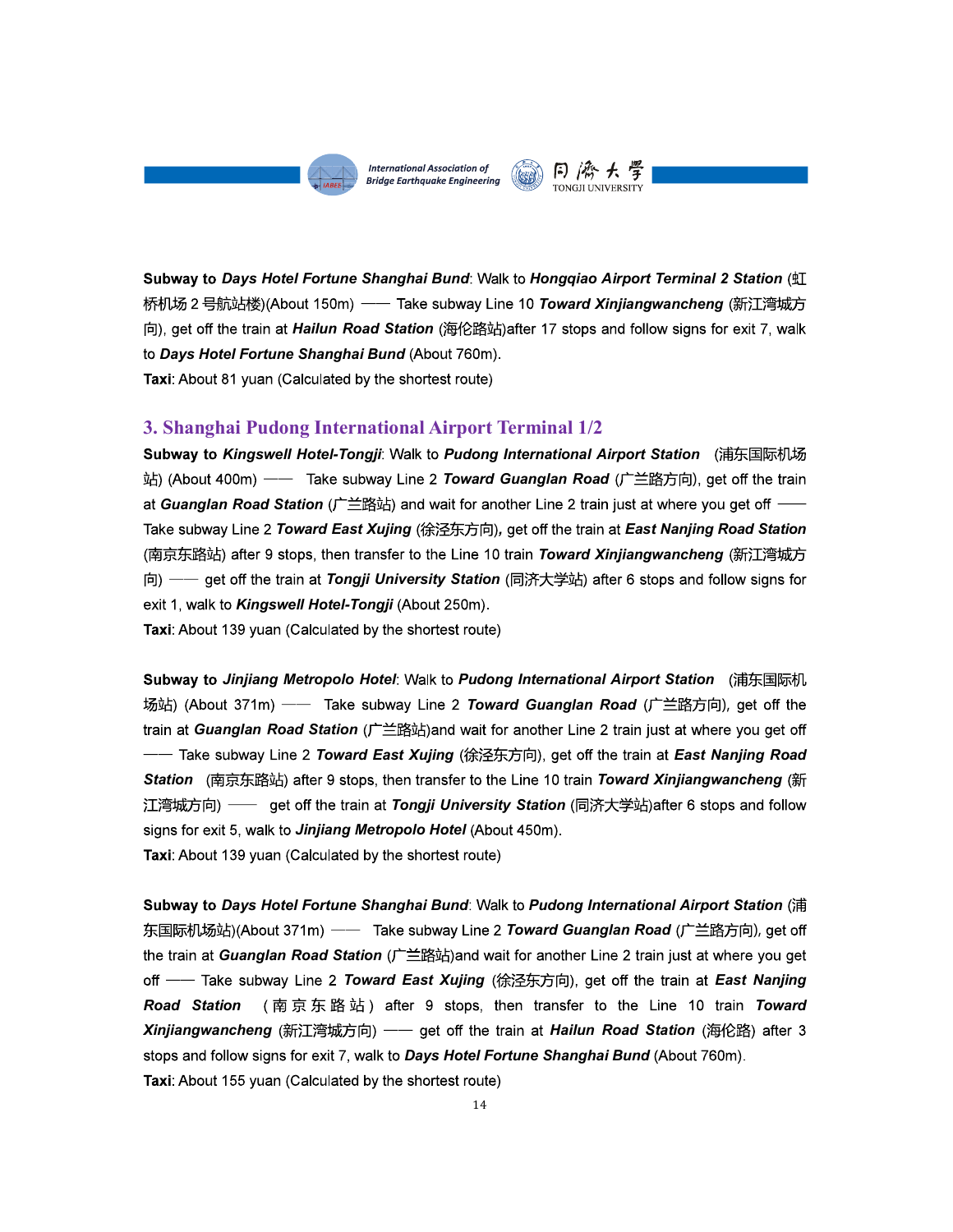**Subway to *Days Hotel Fortune Shanghai Bund***: Walk to ***Hongqiao Airport Terminal 2 Station*** (虹桥机场 2 号航站楼)(About 150m) —— Take subway Line 10 ***Toward Xinjiangwancheng*** (新江湾城方向), get off the train at ***Hailun Road Station*** (海伦路站)after 17 stops and follow signs for exit 7, walk to ***Days Hotel Fortune Shanghai Bund*** (About 760m).

**Taxi**: About 81 yuan (Calculated by the shortest route)

## 3. Shanghai Pudong International Airport Terminal 1/2

**Subway to *Kingswell Hotel-Tongji***: Walk to ***Pudong International Airport Station*** (浦东国际机场站) (About 400m) —— Take subway Line 2 ***Toward Guanglan Road*** (广兰路方向), get off the train at ***Guanglan Road Station*** (广兰路站) and wait for another Line 2 train just at where you get off —— Take subway Line 2 ***Toward East Xujing*** (徐泾东方向), get off the train at ***East Nanjing Road Station*** (南京东路站) after 9 stops, then transfer to the Line 10 train ***Toward Xinjiangwancheng*** (新江湾城方向) —— get off the train at ***Tongji University Station*** (同济大学站) after 6 stops and follow signs for exit 1, walk to ***Kingswell Hotel-Tongji*** (About 250m).

**Taxi**: About 139 yuan (Calculated by the shortest route)

**Subway to *Jinjiang Metropolo Hotel***: Walk to ***Pudong International Airport Station*** (浦东国际机场站) (About 371m) —— Take subway Line 2 ***Toward Guanglan Road*** (广兰路方向), get off the train at ***Guanglan Road Station*** (广兰路站)and wait for another Line 2 train just at where you get off —— Take subway Line 2 ***Toward East Xujing*** (徐泾东方向), get off the train at ***East Nanjing Road Station*** (南京东路站) after 9 stops, then transfer to the Line 10 train ***Toward Xinjiangwancheng*** (新江湾城方向) —— get off the train at ***Tongji University Station*** (同济大学站)after 6 stops and follow signs for exit 5, walk to ***Jinjiang Metropolo Hotel*** (About 450m).

**Taxi**: About 139 yuan (Calculated by the shortest route)

**Subway to *Days Hotel Fortune Shanghai Bund***: Walk to ***Pudong International Airport Station*** (浦东国际机场站)(About 371m) —— Take subway Line 2 ***Toward Guanglan Road*** (广兰路方向), get off the train at ***Guanglan Road Station*** (广兰路站)and wait for another Line 2 train just at where you get off —— Take subway Line 2 ***Toward East Xujing*** (徐泾东方向), get off the train at ***East Nanjing Road Station*** (南京东路站) after 9 stops, then transfer to the Line 10 train ***Toward Xinjiangwancheng*** (新江湾城方向) —— get off the train at ***Hailun Road Station*** (海伦路) after 3 stops and follow signs for exit 7, walk to ***Days Hotel Fortune Shanghai Bund*** (About 760m).

**Taxi**: About 155 yuan (Calculated by the shortest route)